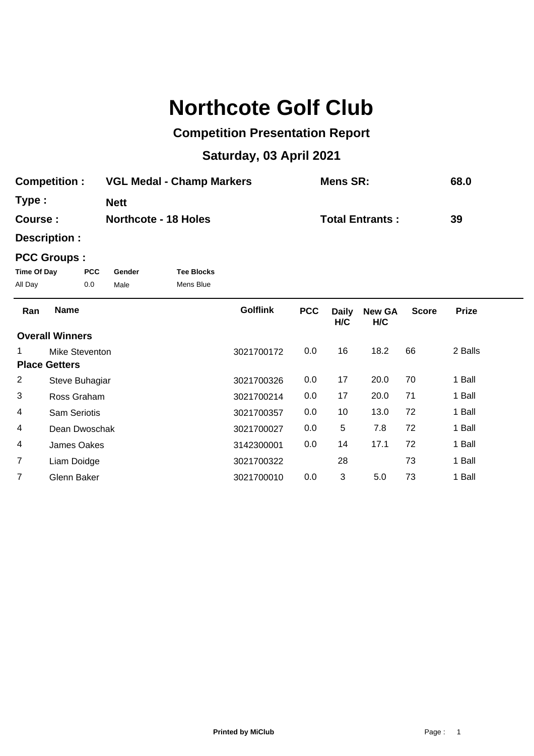# Northcote Golf Club

## Competition Presentation Report

## Saturday, 03 April 2021

**Competition :** **VGL Medal - Champ Markers** **Mens SR:** **68.0**

**Type :** **Nett**

**Course :** **Northcote - 18 Holes** **Total Entrants :** **39**

**Description :**

**PCC Groups :**

| Time Of Day | PCC | Gender | Tee Blocks |
|---|---|---|---|
| All Day | 0.0 | Male | Mens Blue |

| Ran | Name | Golflink | PCC | Daily H/C | New GA H/C | Score | Prize |
|---|---|---|---|---|---|---|---|
| **Overall Winners** | | | | | | | |
| 1 | Mike Steventon | 3021700172 | 0.0 | 16 | 18.2 | 66 | 2 Balls |
| **Place Getters** | | | | | | | |
| 2 | Steve Buhagiar | 3021700326 | 0.0 | 17 | 20.0 | 70 | 1 Ball |
| 3 | Ross Graham | 3021700214 | 0.0 | 17 | 20.0 | 71 | 1 Ball |
| 4 | Sam Seriotis | 3021700357 | 0.0 | 10 | 13.0 | 72 | 1 Ball |
| 4 | Dean Dwoschak | 3021700027 | 0.0 | 5 | 7.8 | 72 | 1 Ball |
| 4 | James Oakes | 3142300001 | 0.0 | 14 | 17.1 | 72 | 1 Ball |
| 7 | Liam Doidge | 3021700322 | | 28 | | 73 | 1 Ball |
| 7 | Glenn Baker | 3021700010 | 0.0 | 3 | 5.0 | 73 | 1 Ball |

**Printed by MiClub**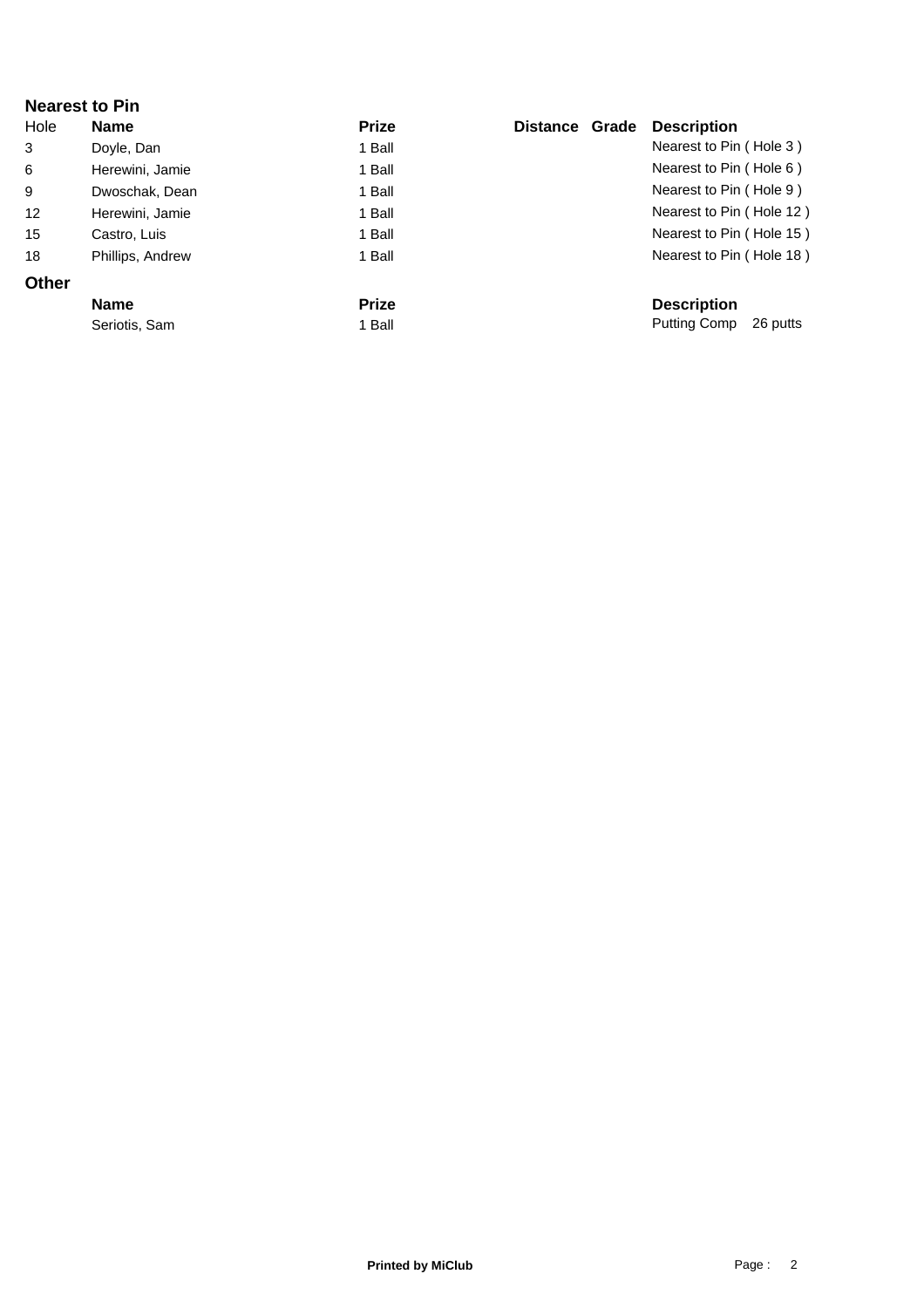## Nearest to Pin

| Hole | Name | Prize | Distance | Grade | Description |
| --- | --- | --- | --- | --- | --- |
| 3 | Doyle, Dan | 1 Ball | | | Nearest to Pin ( Hole 3 ) |
| 6 | Herewini, Jamie | 1 Ball | | | Nearest to Pin ( Hole 6 ) |
| 9 | Dwoschak, Dean | 1 Ball | | | Nearest to Pin ( Hole 9 ) |
| 12 | Herewini, Jamie | 1 Ball | | | Nearest to Pin ( Hole 12 ) |
| 15 | Castro, Luis | 1 Ball | | | Nearest to Pin ( Hole 15 ) |
| 18 | Phillips, Andrew | 1 Ball | | | Nearest to Pin ( Hole 18 ) |

## Other

| Name | Prize | Description |
| --- | --- | --- |
| Seriotis, Sam | 1 Ball | Putting Comp 26 putts |